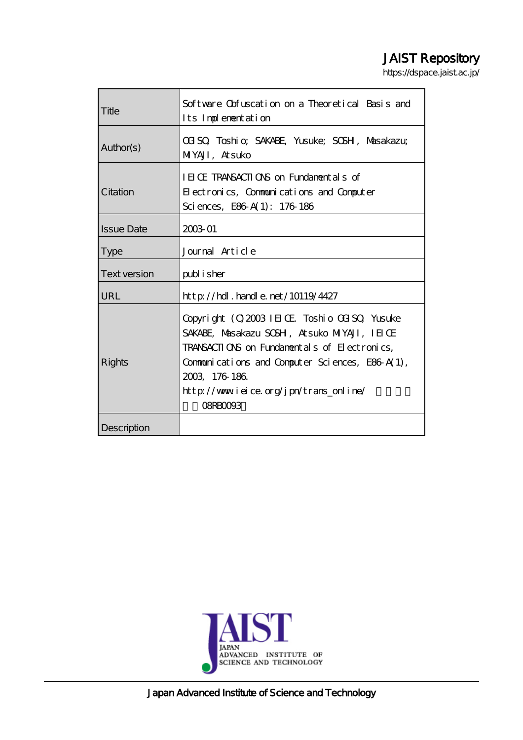# JAIST Repository

https://dspace.jaist.ac.jp/

| | |
|---|---|
| Title | Software Obfuscation on a Theoretical Basis and Its Implementation |
| Author(s) | OGISO, Toshio; SAKABE, Yusuke; SOSHI, Masakazu; MIYAJI, Atsuko |
| Citation | IEICE TRANSACTIONS on Fundamentals of Electronics, Communications and Computer Sciences, E86-A(1): 176-186 |
| Issue Date | 2003-01 |
| Type | Journal Article |
| Text version | publisher |
| URL | http://hdl.handle.net/10119/4427 |
| Rights | Copyright (C)2003 IEICE. Toshio OGISO, Yusuke SAKABE, Masakazu SOSHI, Atsuko MIYAJI, IEICE TRANSACTIONS on Fundamentals of Electronics, Communications and Computer Sciences, E86-A(1), 2003, 176-186. http://www.ieice.org/jpn/trans_online/ 許諾番号：08RB0093 |
| Description | |

Japan Advanced Institute of Science and Technology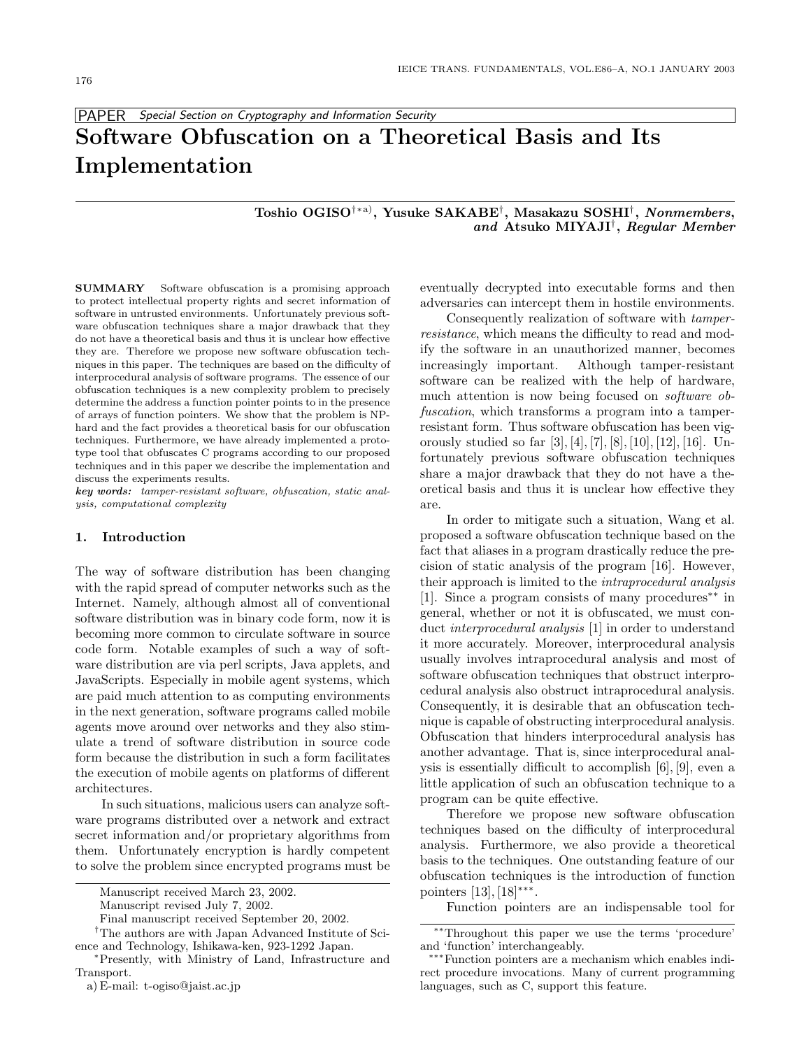PAPER *Special Section on Cryptography and Information Security*

# Software Obfuscation on a Theoretical Basis and Its Implementation

**Toshio OGISO**[†*a)], **Yusuke SAKABE**[†], **Masakazu SOSHI**[†], ***Nonmembers***, ***and*** **Atsuko MIYAJI**[†], ***Regular Member***

**SUMMARY** Software obfuscation is a promising approach to protect intellectual property rights and secret information of software in untrusted environments. Unfortunately previous software obfuscation techniques share a major drawback that they do not have a theoretical basis and thus it is unclear how effective they are. Therefore we propose new software obfuscation techniques in this paper. The techniques are based on the difficulty of interprocedural analysis of software programs. The essence of our obfuscation techniques is a new complexity problem to precisely determine the address a function pointer points to in the presence of arrays of function pointers. We show that the problem is NP-hard and the fact provides a theoretical basis for our obfuscation techniques. Furthermore, we have already implemented a prototype tool that obfuscates C programs according to our proposed techniques and in this paper we describe the implementation and discuss the experiments results.

***key words:*** *tamper-resistant software, obfuscation, static analysis, computational complexity*

## 1. Introduction

The way of software distribution has been changing with the rapid spread of computer networks such as the Internet. Namely, although almost all of conventional software distribution was in binary code form, now it is becoming more common to circulate software in source code form. Notable examples of such a way of software distribution are via perl scripts, Java applets, and JavaScripts. Especially in mobile agent systems, which are paid much attention to as computing environments in the next generation, software programs called mobile agents move around over networks and they also stimulate a trend of software distribution in source code form because the distribution in such a form facilitates the execution of mobile agents on platforms of different architectures.

In such situations, malicious users can analyze software programs distributed over a network and extract secret information and/or proprietary algorithms from them. Unfortunately encryption is hardly competent to solve the problem since encrypted programs must be eventually decrypted into executable forms and then adversaries can intercept them in hostile environments.

Consequently realization of software with *tamper-resistance*, which means the difficulty to read and modify the software in an unauthorized manner, becomes increasingly important. Although tamper-resistant software can be realized with the help of hardware, much attention is now being focused on *software obfuscation*, which transforms a program into a tamper-resistant form. Thus software obfuscation has been vigorously studied so far [3], [4], [7], [8], [10], [12], [16]. Unfortunately previous software obfuscation techniques share a major drawback that they do not have a theoretical basis and thus it is unclear how effective they are.

In order to mitigate such a situation, Wang et al. proposed a software obfuscation technique based on the fact that aliases in a program drastically reduce the precision of static analysis of the program [16]. However, their approach is limited to the *intraprocedural analysis* [1]. Since a program consists of many procedures[**] in general, whether or not it is obfuscated, we must conduct *interprocedural analysis* [1] in order to understand it more accurately. Moreover, interprocedural analysis usually involves intraprocedural analysis and most of software obfuscation techniques that obstruct interprocedural analysis also obstruct intraprocedural analysis. Consequently, it is desirable that an obfuscation technique is capable of obstructing interprocedural analysis. Obfuscation that hinders interprocedural analysis has another advantage. That is, since interprocedural analysis is essentially difficult to accomplish [6], [9], even a little application of such an obfuscation technique to a program can be quite effective.

Therefore we propose new software obfuscation techniques based on the difficulty of interprocedural analysis. Furthermore, we also provide a theoretical basis to the techniques. One outstanding feature of our obfuscation techniques is the introduction of function pointers [13], [18][***].

Function pointers are an indispensable tool for

Manuscript received March 23, 2002.
Manuscript revised July 7, 2002.
Final manuscript received September 20, 2002.
[†]The authors are with Japan Advanced Institute of Science and Technology, Ishikawa-ken, 923-1292 Japan.
[*]Presently, with Ministry of Land, Infrastructure and Transport.
a) E-mail: t-ogiso@jaist.ac.jp

[**]Throughout this paper we use the terms 'procedure' and 'function' interchangeably.
[***]Function pointers are a mechanism which enables indirect procedure invocations. Many of current programming languages, such as C, support this feature.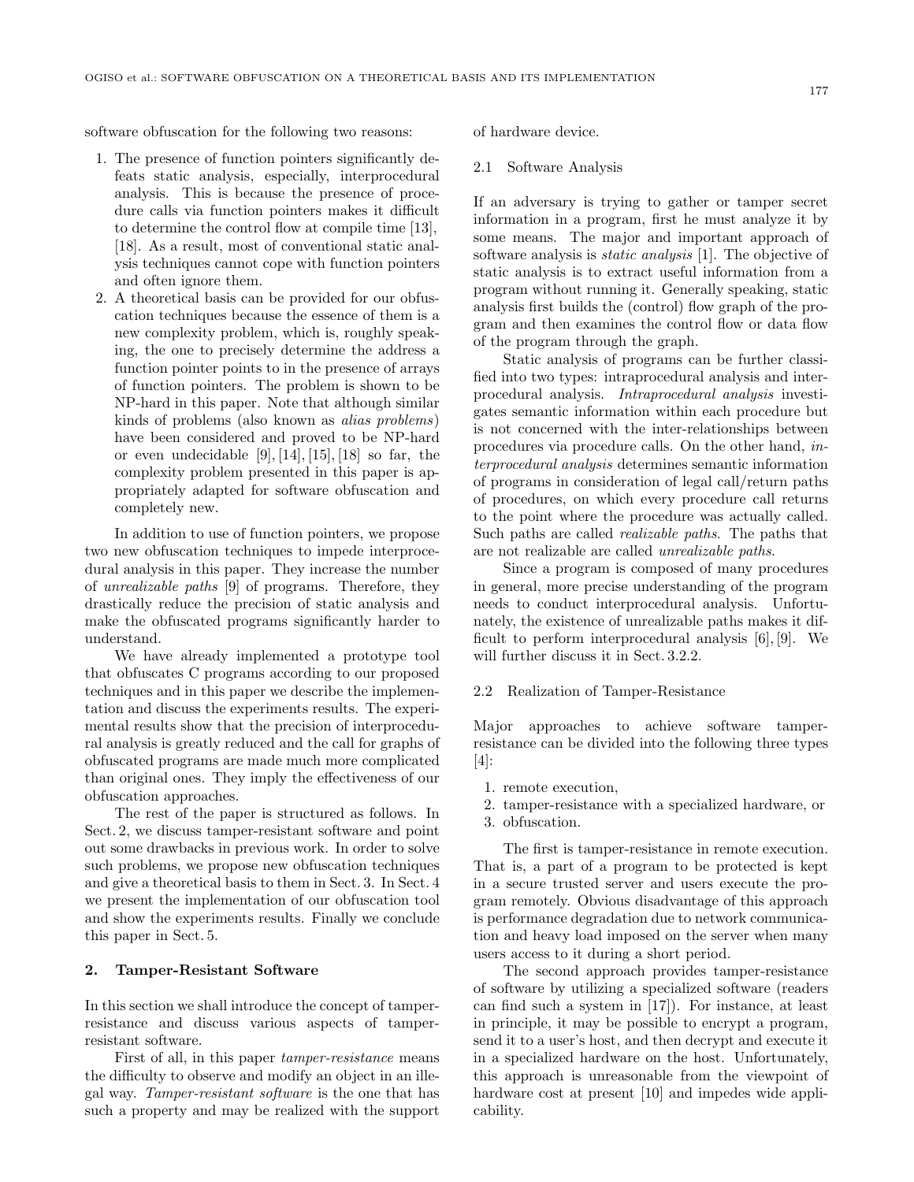software obfuscation for the following two reasons:

1. The presence of function pointers significantly defeats static analysis, especially, interprocedural analysis. This is because the presence of procedure calls via function pointers makes it difficult to determine the control flow at compile time [13], [18]. As a result, most of conventional static analysis techniques cannot cope with function pointers and often ignore them.
2. A theoretical basis can be provided for our obfuscation techniques because the essence of them is a new complexity problem, which is, roughly speaking, the one to precisely determine the address a function pointer points to in the presence of arrays of function pointers. The problem is shown to be NP-hard in this paper. Note that although similar kinds of problems (also known as *alias problems*) have been considered and proved to be NP-hard or even undecidable [9], [14], [15], [18] so far, the complexity problem presented in this paper is appropriately adapted for software obfuscation and completely new.

In addition to use of function pointers, we propose two new obfuscation techniques to impede interprocedural analysis in this paper. They increase the number of *unrealizable paths* [9] of programs. Therefore, they drastically reduce the precision of static analysis and make the obfuscated programs significantly harder to understand.

We have already implemented a prototype tool that obfuscates C programs according to our proposed techniques and in this paper we describe the implementation and discuss the experiments results. The experimental results show that the precision of interprocedural analysis is greatly reduced and the call for graphs of obfuscated programs are made much more complicated than original ones. They imply the effectiveness of our obfuscation approaches.

The rest of the paper is structured as follows. In Sect. 2, we discuss tamper-resistant software and point out some drawbacks in previous work. In order to solve such problems, we propose new obfuscation techniques and give a theoretical basis to them in Sect. 3. In Sect. 4 we present the implementation of our obfuscation tool and show the experiments results. Finally we conclude this paper in Sect. 5.

## 2. Tamper-Resistant Software

In this section we shall introduce the concept of tamper-resistance and discuss various aspects of tamper-resistant software.

First of all, in this paper *tamper-resistance* means the difficulty to observe and modify an object in an illegal way. *Tamper-resistant software* is the one that has such a property and may be realized with the support of hardware device.

### 2.1 Software Analysis

If an adversary is trying to gather or tamper secret information in a program, first he must analyze it by some means. The major and important approach of software analysis is *static analysis* [1]. The objective of static analysis is to extract useful information from a program without running it. Generally speaking, static analysis first builds the (control) flow graph of the program and then examines the control flow or data flow of the program through the graph.

Static analysis of programs can be further classified into two types: intraprocedural analysis and interprocedural analysis. *Intraprocedural analysis* investigates semantic information within each procedure but is not concerned with the inter-relationships between procedures via procedure calls. On the other hand, *interprocedural analysis* determines semantic information of programs in consideration of legal call/return paths of procedures, on which every procedure call returns to the point where the procedure was actually called. Such paths are called *realizable paths*. The paths that are not realizable are called *unrealizable paths*.

Since a program is composed of many procedures in general, more precise understanding of the program needs to conduct interprocedural analysis. Unfortunately, the existence of unrealizable paths makes it difficult to perform interprocedural analysis [6], [9]. We will further discuss it in Sect. 3.2.2.

### 2.2 Realization of Tamper-Resistance

Major approaches to achieve software tamper-resistance can be divided into the following three types [4]:

1. remote execution,
2. tamper-resistance with a specialized hardware, or
3. obfuscation.

The first is tamper-resistance in remote execution. That is, a part of a program to be protected is kept in a secure trusted server and users execute the program remotely. Obvious disadvantage of this approach is performance degradation due to network communication and heavy load imposed on the server when many users access to it during a short period.

The second approach provides tamper-resistance of software by utilizing a specialized software (readers can find such a system in [17]). For instance, at least in principle, it may be possible to encrypt a program, send it to a user's host, and then decrypt and execute it in a specialized hardware on the host. Unfortunately, this approach is unreasonable from the viewpoint of hardware cost at present [10] and impedes wide applicability.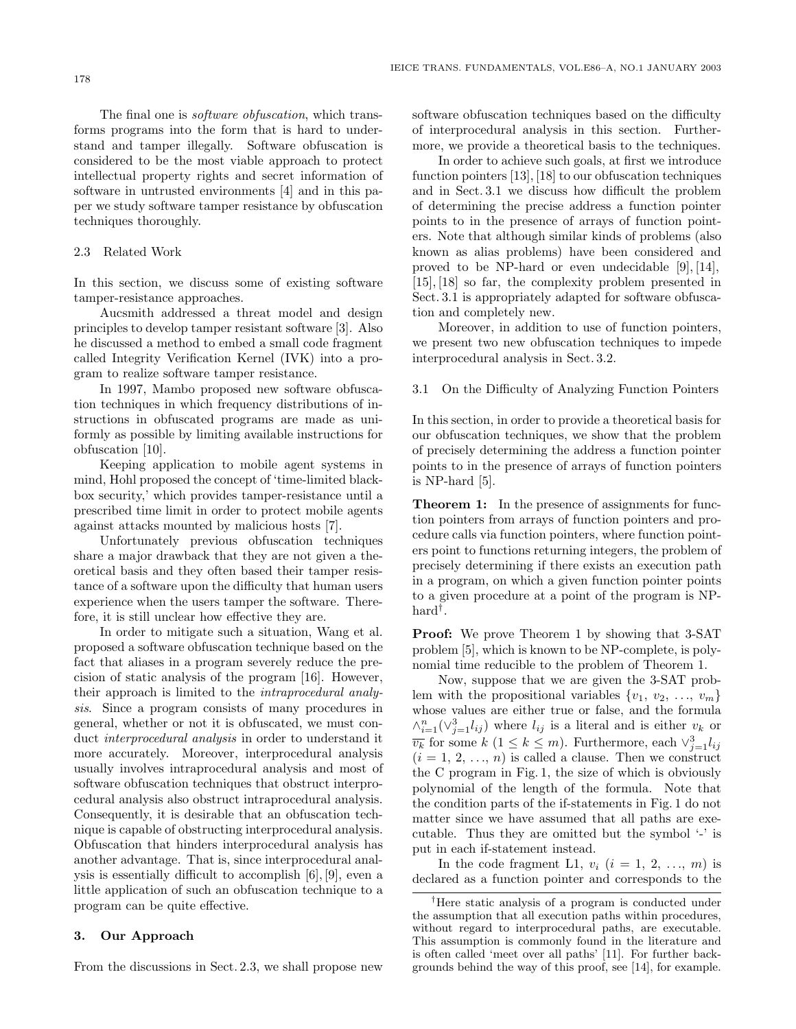The final one is *software obfuscation*, which transforms programs into the form that is hard to understand and tamper illegally. Software obfuscation is considered to be the most viable approach to protect intellectual property rights and secret information of software in untrusted environments [4] and in this paper we study software tamper resistance by obfuscation techniques thoroughly.

### 2.3 Related Work

In this section, we discuss some of existing software tamper-resistance approaches.

Aucsmith addressed a threat model and design principles to develop tamper resistant software [3]. Also he discussed a method to embed a small code fragment called Integrity Verification Kernel (IVK) into a program to realize software tamper resistance.

In 1997, Mambo proposed new software obfuscation techniques in which frequency distributions of instructions in obfuscated programs are made as uniformly as possible by limiting available instructions for obfuscation [10].

Keeping application to mobile agent systems in mind, Hohl proposed the concept of 'time-limited blackbox security,' which provides tamper-resistance until a prescribed time limit in order to protect mobile agents against attacks mounted by malicious hosts [7].

Unfortunately previous obfuscation techniques share a major drawback that they are not given a theoretical basis and they often based their tamper resistance of a software upon the difficulty that human users experience when the users tamper the software. Therefore, it is still unclear how effective they are.

In order to mitigate such a situation, Wang et al. proposed a software obfuscation technique based on the fact that aliases in a program severely reduce the precision of static analysis of the program [16]. However, their approach is limited to the *intraprocedural analysis*. Since a program consists of many procedures in general, whether or not it is obfuscated, we must conduct *interprocedural analysis* in order to understand it more accurately. Moreover, interprocedural analysis usually involves intraprocedural analysis and most of software obfuscation techniques that obstruct interprocedural analysis also obstruct intraprocedural analysis. Consequently, it is desirable that an obfuscation technique is capable of obstructing interprocedural analysis. Obfuscation that hinders interprocedural analysis has another advantage. That is, since interprocedural analysis is essentially difficult to accomplish [6], [9], even a little application of such an obfuscation technique to a program can be quite effective.

## 3. Our Approach

From the discussions in Sect. 2.3, we shall propose new software obfuscation techniques based on the difficulty of interprocedural analysis in this section. Furthermore, we provide a theoretical basis to the techniques.

In order to achieve such goals, at first we introduce function pointers [13], [18] to our obfuscation techniques and in Sect. 3.1 we discuss how difficult the problem of determining the precise address a function pointer points to in the presence of arrays of function pointers. Note that although similar kinds of problems (also known as alias problems) have been considered and proved to be NP-hard or even undecidable [9], [14], [15], [18] so far, the complexity problem presented in Sect. 3.1 is appropriately adapted for software obfuscation and completely new.

Moreover, in addition to use of function pointers, we present two new obfuscation techniques to impede interprocedural analysis in Sect. 3.2.

### 3.1 On the Difficulty of Analyzing Function Pointers

In this section, in order to provide a theoretical basis for our obfuscation techniques, we show that the problem of precisely determining the address a function pointer points to in the presence of arrays of function pointers is NP-hard [5].

**Theorem 1:** In the presence of assignments for function pointers from arrays of function pointers and procedure calls via function pointers, where function pointers point to functions returning integers, the problem of precisely determining if there exists an execution path in a program, on which a given function pointer points to a given procedure at a point of the program is NP-hard†.

**Proof:** We prove Theorem 1 by showing that 3-SAT problem [5], which is known to be NP-complete, is polynomial time reducible to the problem of Theorem 1.

Now, suppose that we are given the 3-SAT problem with the propositional variables $\{v_1, v_2, \ldots, v_m\}$ whose values are either true or false, and the formula $\wedge_{i=1}^{n}(\vee_{j=1}^{3} l_{ij})$ where $l_{ij}$ is a literal and is either $v_k$ or $\overline{v_k}$ for some $k$ $(1 \leq k \leq m)$. Furthermore, each $\vee_{j=1}^{3} l_{ij}$ $(i = 1, 2, \ldots, n)$ is called a clause. Then we construct the C program in Fig. 1, the size of which is obviously polynomial of the length of the formula. Note that the condition parts of the if-statements in Fig. 1 do not matter since we have assumed that all paths are executable. Thus they are omitted but the symbol '-' is put in each if-statement instead.

In the code fragment L1, $v_i$ $(i = 1, 2, \ldots, m)$ is declared as a function pointer and corresponds to the

†Here static analysis of a program is conducted under the assumption that all execution paths within procedures, without regard to interprocedural paths, are executable. This assumption is commonly found in the literature and is often called 'meet over all paths' [11]. For further backgrounds behind the way of this proof, see [14], for example.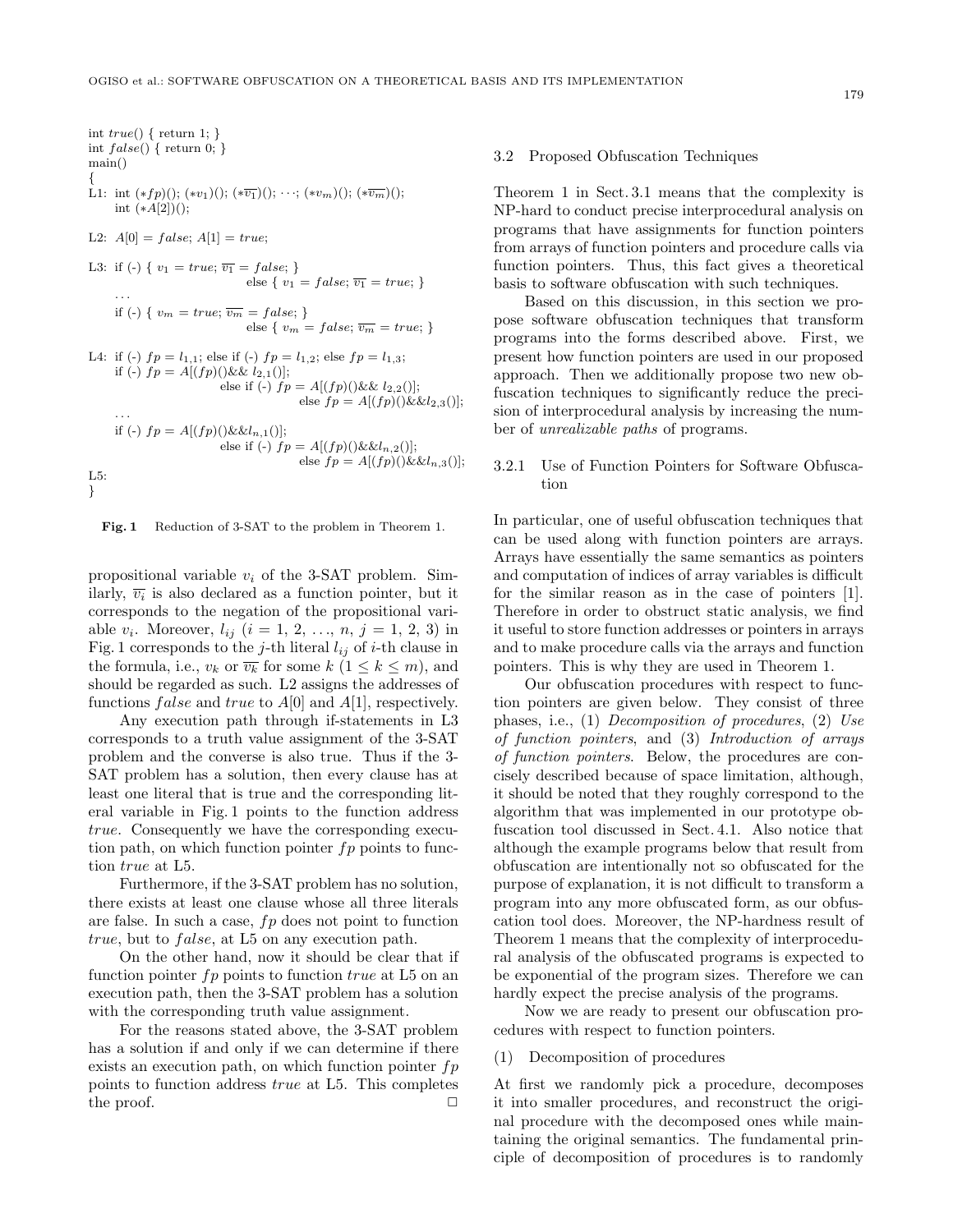```
int true() { return 1; }
int false() { return 0; }
main()
{
L1:  int (*fp)(); (*v1)(); (*v̄1)(); ···; (*vm)(); (*v̄m)();
     int (*A[2])();

L2:  A[0] = false; A[1] = true;

L3:  if (-) { v1 = true; v̄1 = false; }
                        else { v1 = false; v̄1 = true; }
     ...
     if (-) { vm = true; v̄m = false; }
                        else { vm = false; v̄m = true; }

L4:  if (-) fp = l1,1; else if (-) fp = l1,2; else fp = l1,3;
     if (-) fp = A[(fp)()&& l2,1()];
                   else if (-) fp = A[(fp)()&& l2,2()];
                                  else fp = A[(fp)()&&l2,3()];
     ...
     if (-) fp = A[(fp)()&&ln,1()];
                   else if (-) fp = A[(fp)()&&ln,2()];
                                  else fp = A[(fp)()&&ln,3()];
L5:
}
```

**Fig. 1** Reduction of 3-SAT to the problem in Theorem 1.

propositional variable $v_i$ of the 3-SAT problem. Similarly, $\overline{v_i}$ is also declared as a function pointer, but it corresponds to the negation of the propositional variable $v_i$. Moreover, $l_{ij}$ ($i = 1, 2, \ldots, n$, $j = 1, 2, 3$) in Fig. 1 corresponds to the $j$-th literal $l_{ij}$ of $i$-th clause in the formula, i.e., $v_k$ or $\overline{v_k}$ for some $k$ ($1 \leq k \leq m$), and should be regarded as such. L2 assigns the addresses of functions *false* and *true* to $A[0]$ and $A[1]$, respectively.

Any execution path through if-statements in L3 corresponds to a truth value assignment of the 3-SAT problem and the converse is also true. Thus if the 3-SAT problem has a solution, then every clause has at least one literal that is true and the corresponding literal variable in Fig. 1 points to the function address *true*. Consequently we have the corresponding execution path, on which function pointer $fp$ points to function *true* at L5.

Furthermore, if the 3-SAT problem has no solution, there exists at least one clause whose all three literals are false. In such a case, $fp$ does not point to function *true*, but to *false*, at L5 on any execution path.

On the other hand, now it should be clear that if function pointer $fp$ points to function *true* at L5 on an execution path, then the 3-SAT problem has a solution with the corresponding truth value assignment.

For the reasons stated above, the 3-SAT problem has a solution if and only if we can determine if there exists an execution path, on which function pointer $fp$ points to function address *true* at L5. This completes the proof. □

### 3.2 Proposed Obfuscation Techniques

Theorem 1 in Sect. 3.1 means that the complexity is NP-hard to conduct precise interprocedural analysis on programs that have assignments for function pointers from arrays of function pointers and procedure calls via function pointers. Thus, this fact gives a theoretical basis to software obfuscation with such techniques.

Based on this discussion, in this section we propose software obfuscation techniques that transform programs into the forms described above. First, we present how function pointers are used in our proposed approach. Then we additionally propose two new obfuscation techniques to significantly reduce the precision of interprocedural analysis by increasing the number of *unrealizable paths* of programs.

#### 3.2.1 Use of Function Pointers for Software Obfuscation

In particular, one of useful obfuscation techniques that can be used along with function pointers are arrays. Arrays have essentially the same semantics as pointers and computation of indices of array variables is difficult for the similar reason as in the case of pointers [1]. Therefore in order to obstruct static analysis, we find it useful to store function addresses or pointers in arrays and to make procedure calls via the arrays and function pointers. This is why they are used in Theorem 1.

Our obfuscation procedures with respect to function pointers are given below. They consist of three phases, i.e., (1) *Decomposition of procedures*, (2) *Use of function pointers*, and (3) *Introduction of arrays of function pointers*. Below, the procedures are concisely described because of space limitation, although, it should be noted that they roughly correspond to the algorithm that was implemented in our prototype obfuscation tool discussed in Sect. 4.1. Also notice that although the example programs below that result from obfuscation are intentionally not so obfuscated for the purpose of explanation, it is not difficult to transform a program into any more obfuscated form, as our obfuscation tool does. Moreover, the NP-hardness result of Theorem 1 means that the complexity of interprocedural analysis of the obfuscated programs is expected to be exponential of the program sizes. Therefore we can hardly expect the precise analysis of the programs.

Now we are ready to present our obfuscation procedures with respect to function pointers.

(1) Decomposition of procedures

At first we randomly pick a procedure, decomposes it into smaller procedures, and reconstruct the original procedure with the decomposed ones while maintaining the original semantics. The fundamental principle of decomposition of procedures is to randomly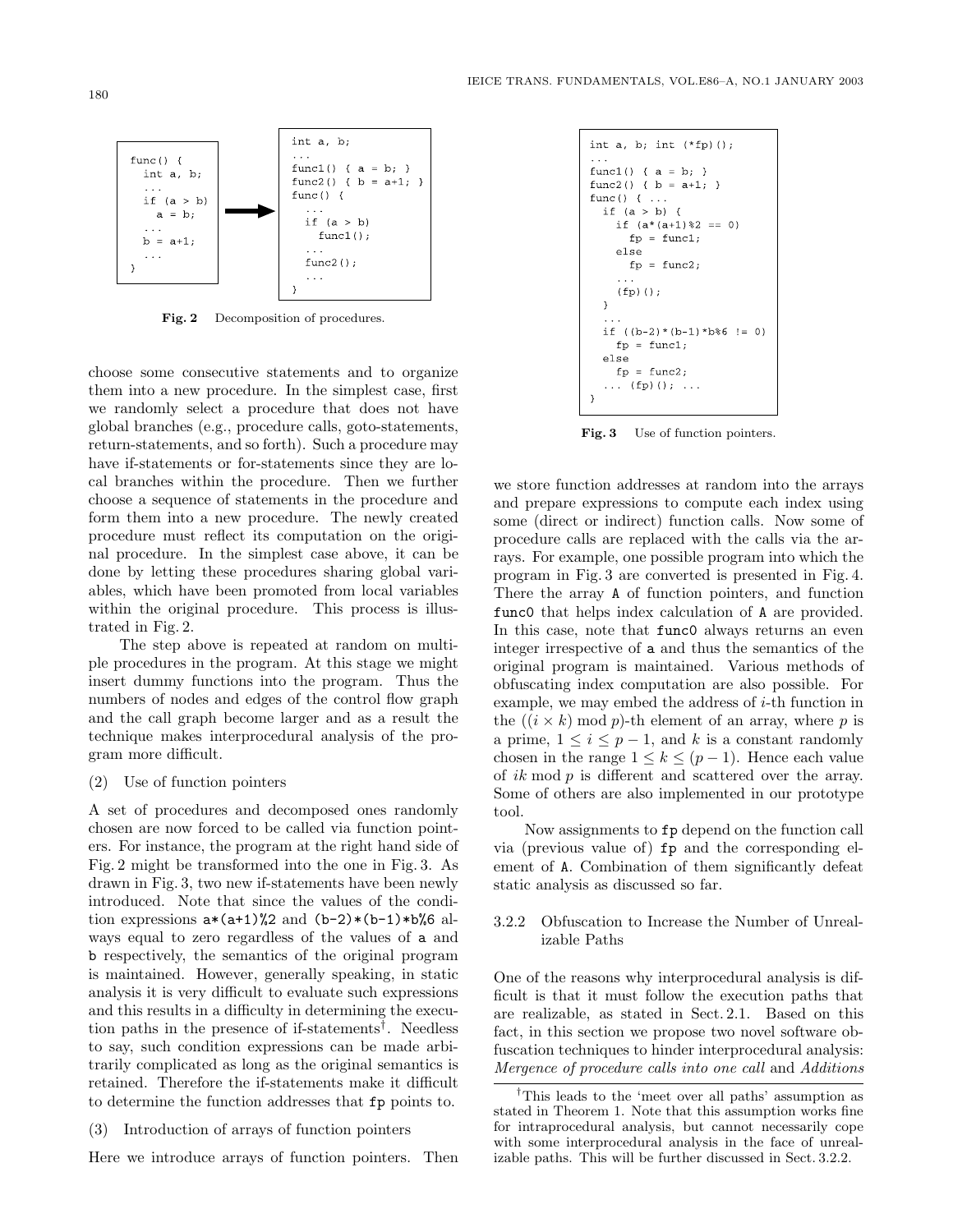```
func() {
  int a, b;
  ...
  if (a > b)
    a = b;
  ...
  b = a+1;
  ...
}
```

```
int a, b;
...
func1() { a = b; }
func2() { b = a+1; }
func() {
  ...
  if (a > b)
    func1();
  ...
  func2();
  ...
}
```

**Fig. 2** Decomposition of procedures.

choose some consecutive statements and to organize them into a new procedure. In the simplest case, first we randomly select a procedure that does not have global branches (e.g., procedure calls, goto-statements, return-statements, and so forth). Such a procedure may have if-statements or for-statements since they are local branches within the procedure. Then we further choose a sequence of statements in the procedure and form them into a new procedure. The newly created procedure must reflect its computation on the original procedure. In the simplest case above, it can be done by letting these procedures sharing global variables, which have been promoted from local variables within the original procedure. This process is illustrated in Fig. 2.

The step above is repeated at random on multiple procedures in the program. At this stage we might insert dummy functions into the program. Thus the numbers of nodes and edges of the control flow graph and the call graph become larger and as a result the technique makes interprocedural analysis of the program more difficult.

(2) Use of function pointers

A set of procedures and decomposed ones randomly chosen are now forced to be called via function pointers. For instance, the program at the right hand side of Fig. 2 might be transformed into the one in Fig. 3. As drawn in Fig. 3, two new if-statements have been newly introduced. Note that since the values of the condition expressions `a*(a+1)%2` and `(b-2)*(b-1)*b%6` always equal to zero regardless of the values of `a` and `b` respectively, the semantics of the original program is maintained. However, generally speaking, in static analysis it is very difficult to evaluate such expressions and this results in a difficulty in determining the execution paths in the presence of if-statements[†]. Needless to say, such condition expressions can be made arbitrarily complicated as long as the original semantics is retained. Therefore the if-statements make it difficult to determine the function addresses that `fp` points to.

(3) Introduction of arrays of function pointers

Here we introduce arrays of function pointers. Then we store function addresses at random into the arrays and prepare expressions to compute each index using some (direct or indirect) function calls. Now some of procedure calls are replaced with the calls via the arrays. For example, one possible program into which the program in Fig. 3 are converted is presented in Fig. 4. There the array `A` of function pointers, and function `func0` that helps index calculation of `A` are provided. In this case, note that `func0` always returns an even integer irrespective of `a` and thus the semantics of the original program is maintained. Various methods of obfuscating index computation are also possible. For example, we may embed the address of $i$-th function in the $((i \times k) \bmod p)$-th element of an array, where $p$ is a prime, $1 \leq i \leq p-1$, and $k$ is a constant randomly chosen in the range $1 \leq k \leq (p-1)$. Hence each value of $ik \bmod p$ is different and scattered over the array. Some of others are also implemented in our prototype tool.

```
int a, b; int (*fp)();
...
func1() { a = b; }
func2() { b = a+1; }
func() { ...
  if (a > b) {
    if (a*(a+1)%2 == 0)
      fp = func1;
    else
      fp = func2;
    ...
    (fp)();
  }
  ...
  if ((b-2)*(b-1)*b%6 != 0)
    fp = func1;
  else
    fp = func2;
  ... (fp)(); ...
}
```

**Fig. 3** Use of function pointers.

Now assignments to `fp` depend on the function call via (previous value of) `fp` and the corresponding element of `A`. Combination of them significantly defeat static analysis as discussed so far.

### 3.2.2 Obfuscation to Increase the Number of Unrealizable Paths

One of the reasons why interprocedural analysis is difficult is that it must follow the execution paths that are realizable, as stated in Sect. 2.1. Based on this fact, in this section we propose two novel software obfuscation techniques to hinder interprocedural analysis: *Mergence of procedure calls into one call* and *Additions*

[†]This leads to the 'meet over all paths' assumption as stated in Theorem 1. Note that this assumption works fine for intraprocedural analysis, but cannot necessarily cope with some interprocedural analysis in the face of unrealizable paths. This will be further discussed in Sect. 3.2.2.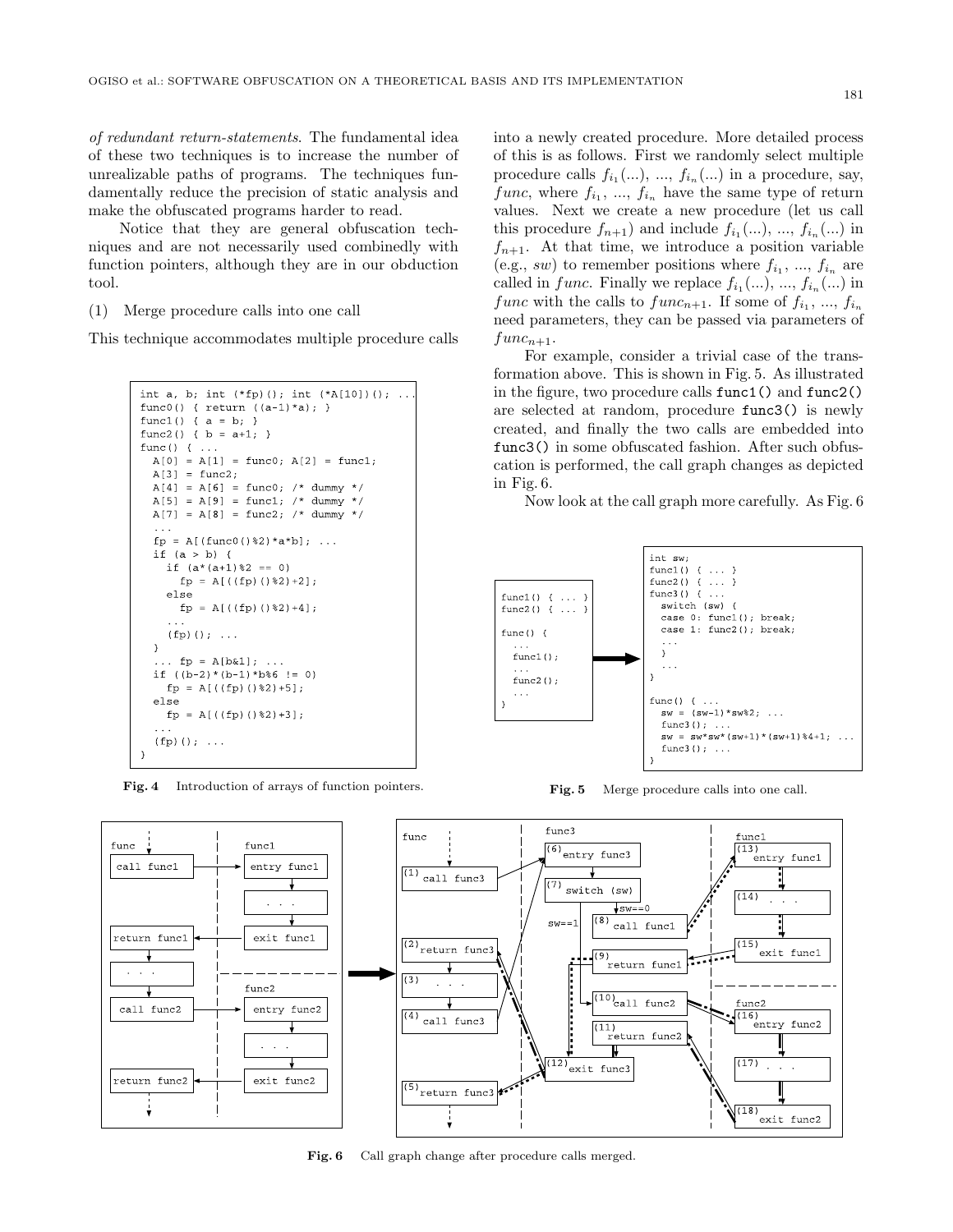*of redundant return-statements*. The fundamental idea of these two techniques is to increase the number of unrealizable paths of programs. The techniques fundamentally reduce the precision of static analysis and make the obfuscated programs harder to read.

Notice that they are general obfuscation techniques and are not necessarily used combinedly with function pointers, although they are in our obduction tool.

(1) Merge procedure calls into one call

This technique accommodates multiple procedure calls into a newly created procedure. More detailed process of this is as follows. First we randomly select multiple procedure calls $f_{i_1}(...)$, ..., $f_{i_n}(...)$ in a procedure, say, *func*, where $f_{i_1}$, ..., $f_{i_n}$ have the same type of return values. Next we create a new procedure (let us call this procedure $f_{n+1}$) and include $f_{i_1}(...)$, ..., $f_{i_n}(...)$ in $f_{n+1}$. At that time, we introduce a position variable (e.g., *sw*) to remember positions where $f_{i_1}$, ..., $f_{i_n}$ are called in *func*. Finally we replace $f_{i_1}(...)$, ..., $f_{i_n}(...)$ in *func* with the calls to $func_{n+1}$. If some of $f_{i_1}$, ..., $f_{i_n}$ need parameters, they can be passed via parameters of $func_{n+1}$.

For example, consider a trivial case of the transformation above. This is shown in Fig. 5. As illustrated in the figure, two procedure calls `func1()` and `func2()` are selected at random, procedure `func3()` is newly created, and finally the two calls are embedded into `func3()` in some obfuscated fashion. After such obfuscation is performed, the call graph changes as depicted in Fig. 6.

Now look at the call graph more carefully. As Fig. 6

```
int a, b; int (*fp)(); int (*A[10])(); ...
func0() { return ((a-1)*a); }
func1() { a = b; }
func2() { b = a+1; }
func() { ...
  A[0] = A[1] = func0; A[2] = func1;
  A[3] = func2;
  A[4] = A[6] = func0; /* dummy */
  A[5] = A[9] = func1; /* dummy */
  A[7] = A[8] = func2; /* dummy */
  ...
  fp = A[(func0()%2)*a*b]; ...
  if (a > b) {
    if (a*(a+1)%2 == 0)
      fp = A[((fp)()%2)+2];
    else
      fp = A[((fp)()%2)+4];
    ...
    (fp)(); ...
  }
  ... fp = A[b&1]; ...
  if ((b-2)*(b-1)*b%6 != 0)
    fp = A[((fp)()%2)+5];
  else
    fp = A[((fp)()%2)+3];
  ...
  (fp)(); ...
}
```

**Fig. 4** Introduction of arrays of function pointers.

```
func1() { ... }
func2() { ... }

func() {
  ...
  func1();
  ...
  func2();
  ...
}
```

```
int sw;
func1() { ... }
func2() { ... }
func3() { ...
  switch (sw) {
  case 0: func1(); break;
  case 1: func2(); break;
  ...
  }
  ...
}

func() { ...
  sw = (sw-1)*sw%2; ...
  func3(); ...
  sw = sw*sw*(sw+1)*(sw+1)%4+1; ...
  func3(); ...
}
```

**Fig. 5** Merge procedure calls into one call.

**Fig. 6** Call graph change after procedure calls merged.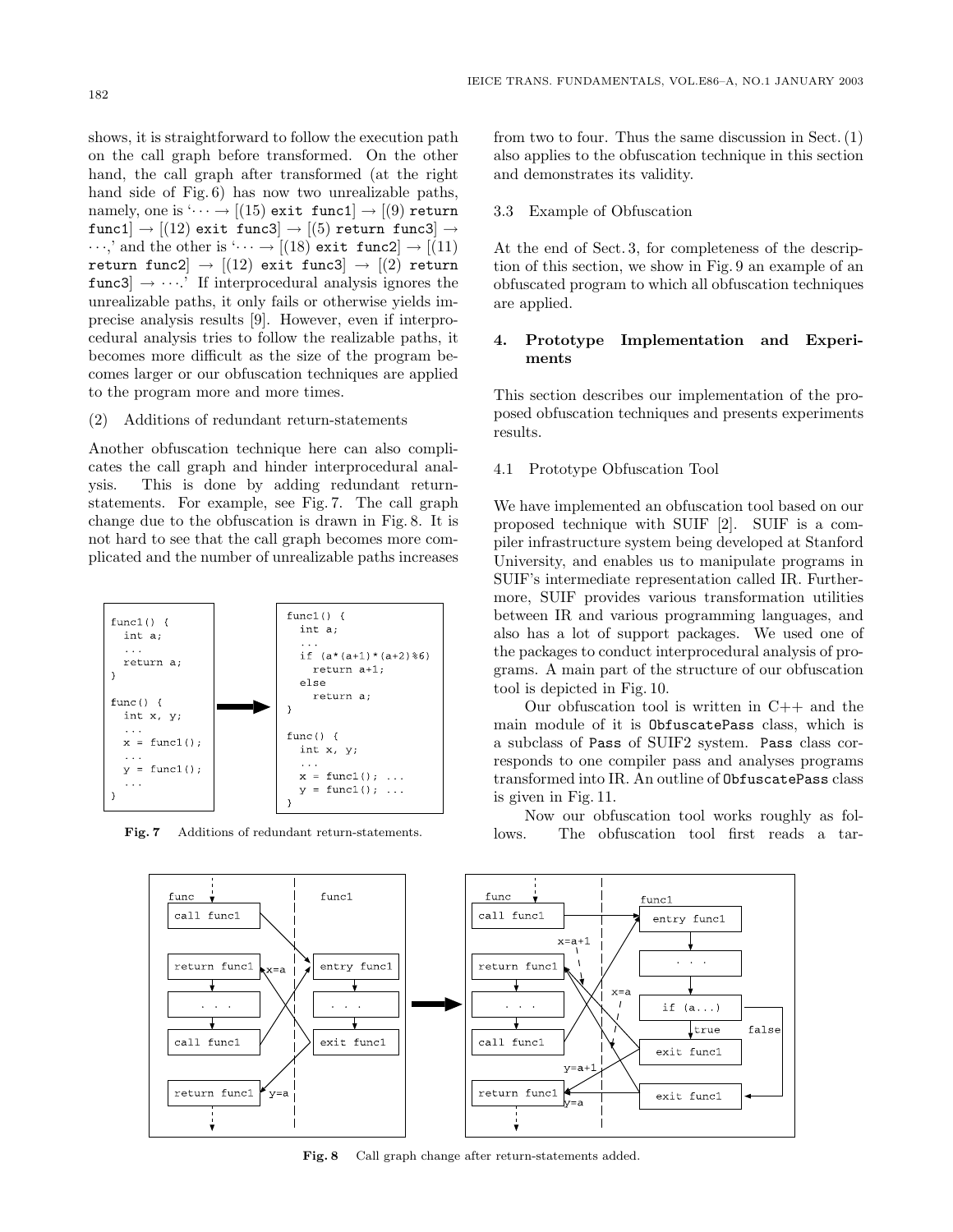shows, it is straightforward to follow the execution path on the call graph before transformed. On the other hand, the call graph after transformed (at the right hand side of Fig. 6) has now two unrealizable paths, namely, one is '$\cdots \rightarrow$ [(15) `exit func1`] $\rightarrow$ [(9) `return func1`] $\rightarrow$ [(12) `exit func3`] $\rightarrow$ [(5) `return func3`] $\rightarrow \cdots$,' and the other is '$\cdots \rightarrow$ [(18) `exit func2`] $\rightarrow$ [(11) `return func2`] $\rightarrow$ [(12) `exit func3`] $\rightarrow$ [(2) `return func3`] $\rightarrow \cdots$.' If interprocedural analysis ignores the unrealizable paths, it only fails or otherwise yields imprecise analysis results [9]. However, even if interprocedural analysis tries to follow the realizable paths, it becomes more difficult as the size of the program becomes larger or our obfuscation techniques are applied to the program more and more times.

(2) Additions of redundant return-statements

Another obfuscation technique here can also complicates the call graph and hinder interprocedural analysis. This is done by adding redundant return-statements. For example, see Fig. 7. The call graph change due to the obfuscation is drawn in Fig. 8. It is not hard to see that the call graph becomes more complicated and the number of unrealizable paths increases from two to four. Thus the same discussion in Sect. (1) also applies to the obfuscation technique in this section and demonstrates its validity.

```
func1() {
  int a;
  ...
  return a;
}

func() {
  int x, y;
  ...
  x = func1();
  ...
  y = func1();
  ...
}
```

```
func1() {
  int a;
  ...
  if (a*(a+1)*(a+2)%6)
    return a+1;
  else
    return a;
}

func() {
  int x, y;
  ...
  x = func1(); ...
  y = func1(); ...
}
```

**Fig. 7** Additions of redundant return-statements.

**Fig. 8** Call graph change after return-statements added.

### 3.3 Example of Obfuscation

At the end of Sect. 3, for completeness of the description of this section, we show in Fig. 9 an example of an obfuscated program to which all obfuscation techniques are applied.

## 4. Prototype Implementation and Experiments

This section describes our implementation of the proposed obfuscation techniques and presents experiments results.

### 4.1 Prototype Obfuscation Tool

We have implemented an obfuscation tool based on our proposed technique with SUIF [2]. SUIF is a compiler infrastructure system being developed at Stanford University, and enables us to manipulate programs in SUIF's intermediate representation called IR. Furthermore, SUIF provides various transformation utilities between IR and various programming languages, and also has a lot of support packages. We used one of the packages to conduct interprocedural analysis of programs. A main part of the structure of our obfuscation tool is depicted in Fig. 10.

Our obfuscation tool is written in C++ and the main module of it is `ObfuscatePass` class, which is a subclass of `Pass` of SUIF2 system. `Pass` class corresponds to one compiler pass and analyses programs transformed into IR. An outline of `ObfuscatePass` class is given in Fig. 11.

Now our obfuscation tool works roughly as follows. The obfuscation tool first reads a tar-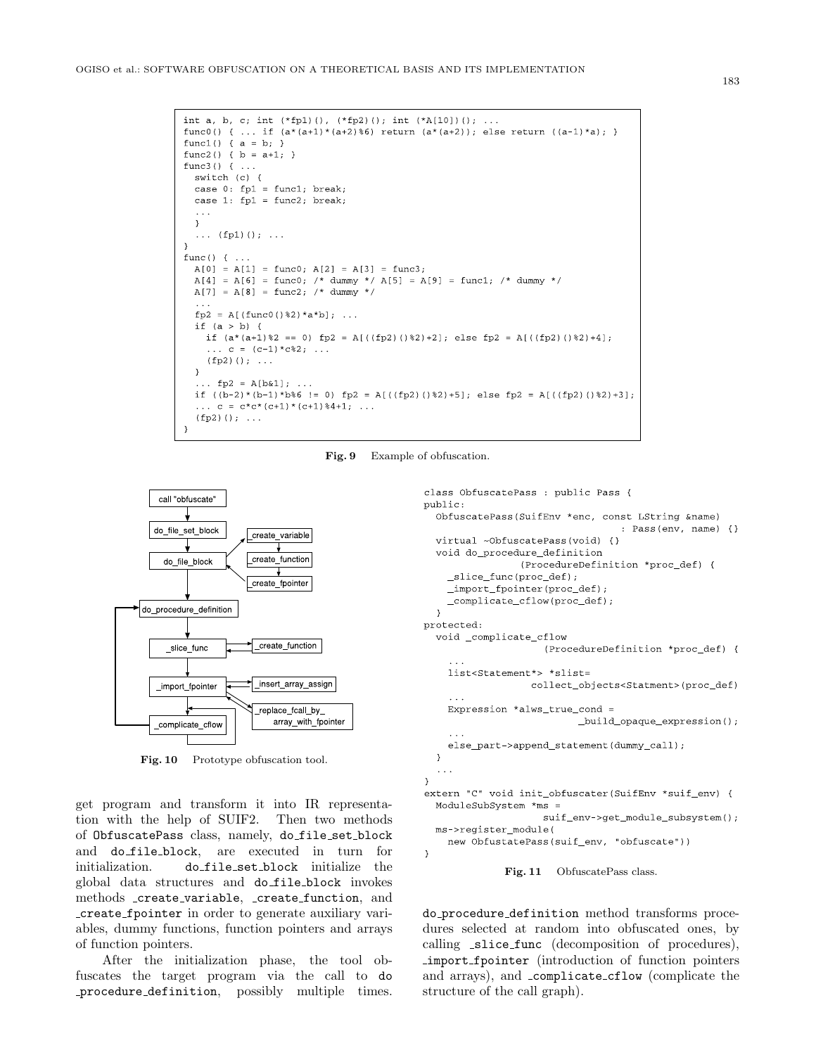```
int a, b, c; int (*fp1)(), (*fp2)(); int (*A[10])(); ...
func0() { ... if (a*(a+1)*(a+2)%6) return (a*(a+2)); else return ((a-1)*a); }
func1() { a = b; }
func2() { b = a+1; }
func3() { ...
  switch (c) {
  case 0: fp1 = func1; break;
  case 1: fp1 = func2; break;
  ...
  }
  ... (fp1)(); ...
}
func() { ...
  A[0] = A[1] = func0; A[2] = A[3] = func3;
  A[4] = A[6] = func0; /* dummy */ A[5] = A[9] = func1; /* dummy */
  A[7] = A[8] = func2; /* dummy */
  ...
  fp2 = A[(func0()%2)*a*b]; ...
  if (a > b) {
    if (a*(a+1)%2 == 0) fp2 = A[((fp2)()%2)+2]; else fp2 = A[((fp2)()%2)+4];
    ... c = (c-1)*c%2; ...
    (fp2)(); ...
  }
  ... fp2 = A[b&1]; ...
  if ((b-2)*(b-1)*b%6 != 0) fp2 = A[((fp2)()%2)+5]; else fp2 = A[((fp2)()%2)+3];
  ... c = c*c*(c+1)*(c+1)%4+1; ...
  (fp2)(); ...
}
```

**Fig. 9** Example of obfuscation.

```
call "obfuscate"
      ↓
do_file_set_block
      ↓
do_file_block  → _create_variable → _create_function → _create_fpointer
      ↓
do_procedure_definition  ←──────────┐
      ↓                             │
_slice_func  ⇄ _create_function     │
      ↓                             │
_import_fpointer ⇄ _insert_array_assign
                 ⇄ _replace_fcall_by_array_with_fpointer
      ↓                             │
_complicate_cflow ──────────────────┘
```

**Fig. 10** Prototype obfuscation tool.

get program and transform it into IR representation with the help of SUIF2. Then two methods of ObfuscatePass class, namely, do_file_set_block and do_file_block, are executed in turn for initialization. do_file_set_block initialize the global data structures and do_file_block invokes methods _create_variable, _create_function, and _create_fpointer in order to generate auxiliary variables, dummy functions, function pointers and arrays of function pointers.

After the initialization phase, the tool obfuscates the target program via the call to do_procedure_definition, possibly multiple times.

```
class ObfuscatePass : public Pass {
public:
  ObfuscatePass(SuifEnv *enc, const LString &name)
                                : Pass(env, name) {}
  virtual ~ObfuscatePass(void) {}
  void do_procedure_definition
              (ProcedureDefinition *proc_def) {
    _slice_func(proc_def);
    _import_fpointer(proc_def);
    _complicate_cflow(proc_def);
  }
protected:
  void _complicate_cflow
                  (ProcedureDefinition *proc_def) {
    ...
    list<Statement*> *slist=
              collect_objects<Statment>(proc_def)
    ...
    Expression *alws_true_cond =
                       _build_opaque_expression();
    ...
    else_part->append_statement(dummy_call);
  }
  ...
}
extern "C" void init_obfuscater(SuifEnv *suif_env) {
  ModuleSubSystem *ms =
                 suif_env->get_module_subsystem();
  ms->register_module(
    new ObfustatePass(suif_env, "obfuscate"))
}
```

**Fig. 11** ObfuscatePass class.

do_procedure_definition method transforms procedures selected at random into obfuscated ones, by calling _slice_func (decomposition of procedures), _import_fpointer (introduction of function pointers and arrays), and _complicate_cflow (complicate the structure of the call graph).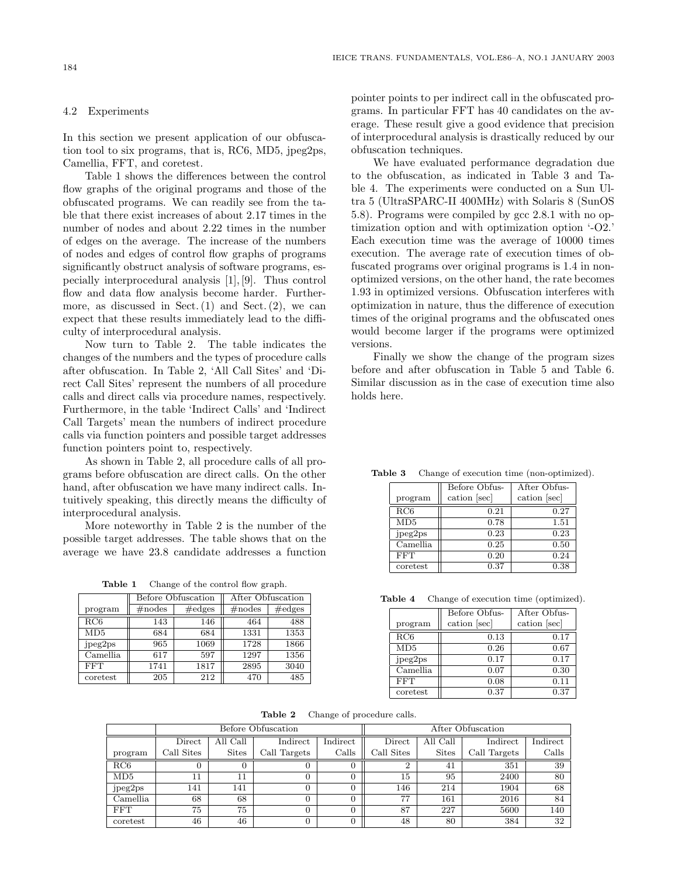### 4.2 Experiments

In this section we present application of our obfuscation tool to six programs, that is, RC6, MD5, jpeg2ps, Camellia, FFT, and coretest.

Table 1 shows the differences between the control flow graphs of the original programs and those of the obfuscated programs. We can readily see from the table that there exist increases of about 2.17 times in the number of nodes and about 2.22 times in the number of edges on the average. The increase of the numbers of nodes and edges of control flow graphs of programs significantly obstruct analysis of software programs, especially interprocedural analysis [1], [9]. Thus control flow and data flow analysis become harder. Furthermore, as discussed in Sect. (1) and Sect. (2), we can expect that these results immediately lead to the difficulty of interprocedural analysis.

Now turn to Table 2. The table indicates the changes of the numbers and the types of procedure calls after obfuscation. In Table 2, 'All Call Sites' and 'Direct Call Sites' represent the numbers of all procedure calls and direct calls via procedure names, respectively. Furthermore, in the table 'Indirect Calls' and 'Indirect Call Targets' mean the numbers of indirect procedure calls via function pointers and possible target addresses function pointers point to, respectively.

As shown in Table 2, all procedure calls of all programs before obfuscation are direct calls. On the other hand, after obfuscation we have many indirect calls. Intuitively speaking, this directly means the difficulty of interprocedural analysis.

More noteworthy in Table 2 is the number of the possible target addresses. The table shows that on the average we have 23.8 candidate addresses a function pointer points to per indirect call in the obfuscated programs. In particular FFT has 40 candidates on the average. These result give a good evidence that precision of interprocedural analysis is drastically reduced by our obfuscation techniques.

We have evaluated performance degradation due to the obfuscation, as indicated in Table 3 and Table 4. The experiments were conducted on a Sun Ultra 5 (UltraSPARC-II 400MHz) with Solaris 8 (SunOS 5.8). Programs were compiled by gcc 2.8.1 with no optimization option and with optimization option '-O2.' Each execution time was the average of 10000 times execution. The average rate of execution times of obfuscated programs over original programs is 1.4 in non-optimized versions, on the other hand, the rate becomes 1.93 in optimized versions. Obfuscation interferes with optimization in nature, thus the difference of execution times of the original programs and the obfuscated ones would become larger if the programs were optimized versions.

Finally we show the change of the program sizes before and after obfuscation in Table 5 and Table 6. Similar discussion as in the case of execution time also holds here.

**Table 1** Change of the control flow graph.

| | Before Obfuscation | | After Obfuscation | |
|---|---|---|---|---|
| program | #nodes | #edges | #nodes | #edges |
| RC6 | 143 | 146 | 464 | 488 |
| MD5 | 684 | 684 | 1331 | 1353 |
| jpeg2ps | 965 | 1069 | 1728 | 1866 |
| Camellia | 617 | 597 | 1297 | 1356 |
| FFT | 1741 | 1817 | 2895 | 3040 |
| coretest | 205 | 212 | 470 | 485 |

**Table 3** Change of execution time (non-optimized).

| program | Before Obfuscation [sec] | After Obfuscation [sec] |
|---|---|---|
| RC6 | 0.21 | 0.27 |
| MD5 | 0.78 | 1.51 |
| jpeg2ps | 0.23 | 0.23 |
| Camellia | 0.25 | 0.50 |
| FFT | 0.20 | 0.24 |
| coretest | 0.37 | 0.38 |

**Table 4** Change of execution time (optimized).

| program | Before Obfuscation [sec] | After Obfuscation [sec] |
|---|---|---|
| RC6 | 0.13 | 0.17 |
| MD5 | 0.26 | 0.67 |
| jpeg2ps | 0.17 | 0.17 |
| Camellia | 0.07 | 0.30 |
| FFT | 0.08 | 0.11 |
| coretest | 0.37 | 0.37 |

**Table 2** Change of procedure calls.

| | Before Obfuscation | | | | After Obfuscation | | | |
|---|---|---|---|---|---|---|---|---|
| program | Direct Call Sites | All Call Sites | Indirect Call Targets | Indirect Calls | Direct Call Sites | All Call Sites | Indirect Call Targets | Indirect Calls |
| RC6 | 0 | 0 | 0 | 0 | 2 | 41 | 351 | 39 |
| MD5 | 11 | 11 | 0 | 0 | 15 | 95 | 2400 | 80 |
| jpeg2ps | 141 | 141 | 0 | 0 | 146 | 214 | 1904 | 68 |
| Camellia | 68 | 68 | 0 | 0 | 77 | 161 | 2016 | 84 |
| FFT | 75 | 75 | 0 | 0 | 87 | 227 | 5600 | 140 |
| coretest | 46 | 46 | 0 | 0 | 48 | 80 | 384 | 32 |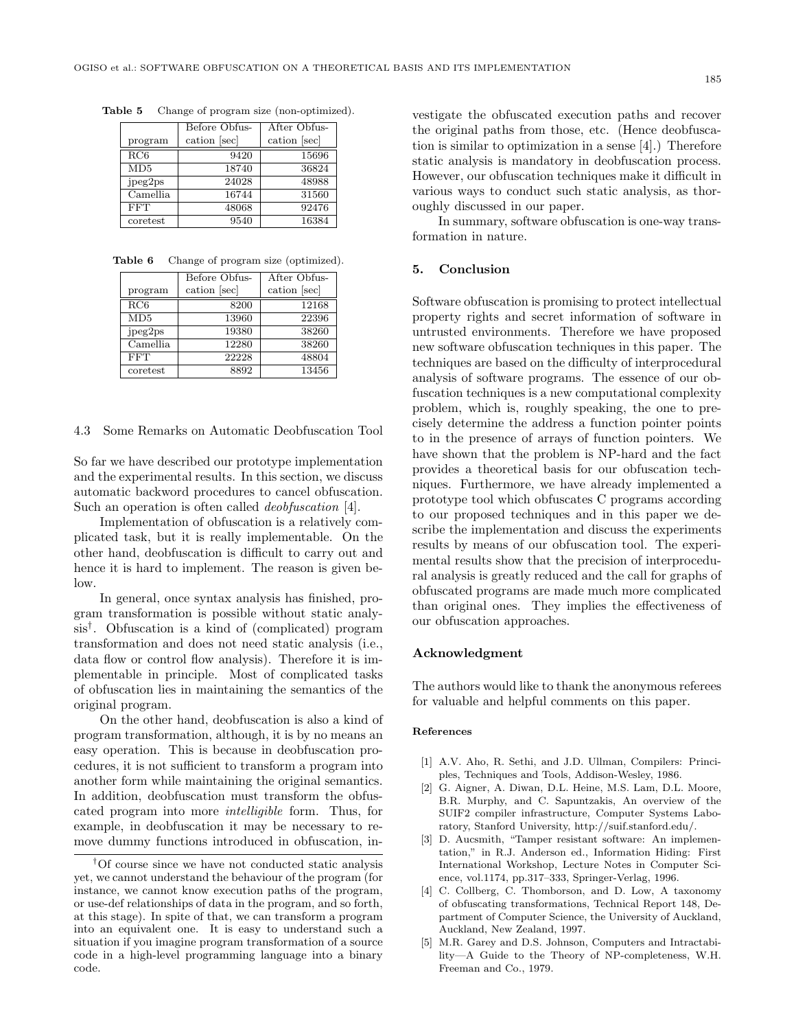**Table 5** Change of program size (non-optimized).

| program | Before Obfuscation [sec] | After Obfuscation [sec] |
|---|---|---|
| RC6 | 9420 | 15696 |
| MD5 | 18740 | 36824 |
| jpeg2ps | 24028 | 48988 |
| Camellia | 16744 | 31560 |
| FFT | 48068 | 92476 |
| coretest | 9540 | 16384 |

**Table 6** Change of program size (optimized).

| program | Before Obfuscation [sec] | After Obfuscation [sec] |
|---|---|---|
| RC6 | 8200 | 12168 |
| MD5 | 13960 | 22396 |
| jpeg2ps | 19380 | 38260 |
| Camellia | 12280 | 38260 |
| FFT | 22228 | 48804 |
| coretest | 8892 | 13456 |

### 4.3 Some Remarks on Automatic Deobfuscation Tool

So far we have described our prototype implementation and the experimental results. In this section, we discuss automatic backword procedures to cancel obfuscation. Such an operation is often called *deobfuscation* [4].

Implementation of obfuscation is a relatively complicated task, but it is really implementable. On the other hand, deobfuscation is difficult to carry out and hence it is hard to implement. The reason is given below.

In general, once syntax analysis has finished, program transformation is possible without static analysis†. Obfuscation is a kind of (complicated) program transformation and does not need static analysis (i.e., data flow or control flow analysis). Therefore it is implementable in principle. Most of complicated tasks of obfuscation lies in maintaining the semantics of the original program.

On the other hand, deobfuscation is also a kind of program transformation, although, it is by no means an easy operation. This is because in deobfuscation procedures, it is not sufficient to transform a program into another form while maintaining the original semantics. In addition, deobfuscation must transform the obfuscated program into more *intelligible* form. Thus, for example, in deobfuscation it may be necessary to remove dummy functions introduced in obfuscation, investigate the obfuscated execution paths and recover the original paths from those, etc. (Hence deobfuscation is similar to optimization in a sense [4].) Therefore static analysis is mandatory in deobfuscation process. However, our obfuscation techniques make it difficult in various ways to conduct such static analysis, as thoroughly discussed in our paper.

In summary, software obfuscation is one-way transformation in nature.

†Of course since we have not conducted static analysis yet, we cannot understand the behaviour of the program (for instance, we cannot know execution paths of the program, or use-def relationships of data in the program, and so forth, at this stage). In spite of that, we can transform a program into an equivalent one. It is easy to understand such a situation if you imagine program transformation of a source code in a high-level programming language into a binary code.

## 5. Conclusion

Software obfuscation is promising to protect intellectual property rights and secret information of software in untrusted environments. Therefore we have proposed new software obfuscation techniques in this paper. The techniques are based on the difficulty of interprocedural analysis of software programs. The essence of our obfuscation techniques is a new computational complexity problem, which is, roughly speaking, the one to precisely determine the address a function pointer points to in the presence of arrays of function pointers. We have shown that the problem is NP-hard and the fact provides a theoretical basis for our obfuscation techniques. Furthermore, we have already implemented a prototype tool which obfuscates C programs according to our proposed techniques and in this paper we describe the implementation and discuss the experiments results by means of our obfuscation tool. The experimental results show that the precision of interprocedural analysis is greatly reduced and the call for graphs of obfuscated programs are made much more complicated than original ones. They implies the effectiveness of our obfuscation approaches.

## Acknowledgment

The authors would like to thank the anonymous referees for valuable and helpful comments on this paper.

#### References

[1] A.V. Aho, R. Sethi, and J.D. Ullman, Compilers: Principles, Techniques and Tools, Addison-Wesley, 1986.

[2] G. Aigner, A. Diwan, D.L. Heine, M.S. Lam, D.L. Moore, B.R. Murphy, and C. Sapuntzakis, An overview of the SUIF2 compiler infrastructure, Computer Systems Laboratory, Stanford University, http://suif.stanford.edu/.

[3] D. Aucsmith, "Tamper resistant software: An implementation," in R.J. Anderson ed., Information Hiding: First International Workshop, Lecture Notes in Computer Science, vol.1174, pp.317–333, Springer-Verlag, 1996.

[4] C. Collberg, C. Thomborson, and D. Low, A taxonomy of obfuscating transformations, Technical Report 148, Department of Computer Science, the University of Auckland, Auckland, New Zealand, 1997.

[5] M.R. Garey and D.S. Johnson, Computers and Intractability—A Guide to the Theory of NP-completeness, W.H. Freeman and Co., 1979.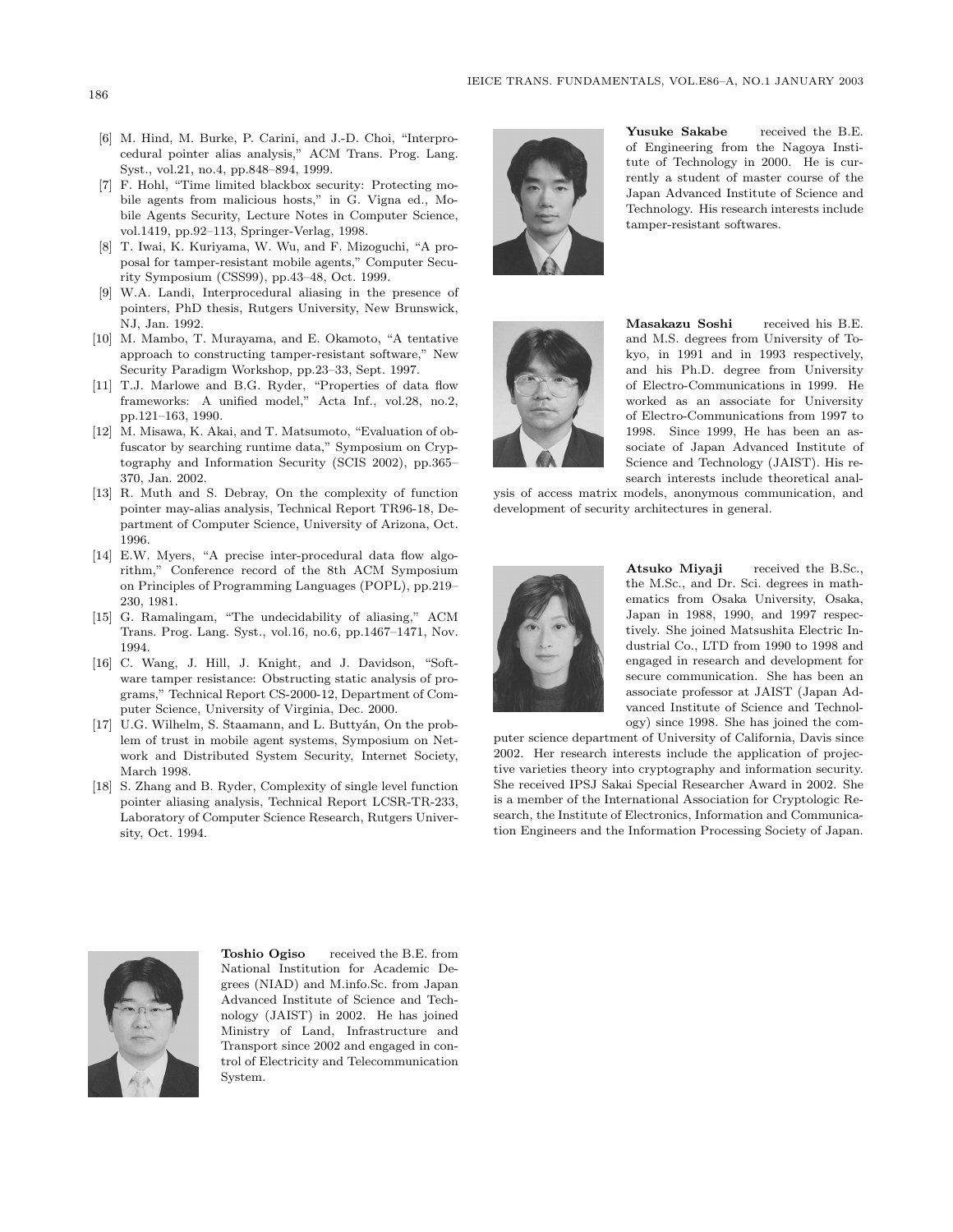[6] M. Hind, M. Burke, P. Carini, and J.-D. Choi, "Interprocedural pointer alias analysis," ACM Trans. Prog. Lang. Syst., vol.21, no.4, pp.848–894, 1999.

[7] F. Hohl, "Time limited blackbox security: Protecting mobile agents from malicious hosts," in G. Vigna ed., Mobile Agents Security, Lecture Notes in Computer Science, vol.1419, pp.92–113, Springer-Verlag, 1998.

[8] T. Iwai, K. Kuriyama, W. Wu, and F. Mizoguchi, "A proposal for tamper-resistant mobile agents," Computer Security Symposium (CSS99), pp.43–48, Oct. 1999.

[9] W.A. Landi, Interprocedural aliasing in the presence of pointers, PhD thesis, Rutgers University, New Brunswick, NJ, Jan. 1992.

[10] M. Mambo, T. Murayama, and E. Okamoto, "A tentative approach to constructing tamper-resistant software," New Security Paradigm Workshop, pp.23–33, Sept. 1997.

[11] T.J. Marlowe and B.G. Ryder, "Properties of data flow frameworks: A unified model," Acta Inf., vol.28, no.2, pp.121–163, 1990.

[12] M. Misawa, K. Akai, and T. Matsumoto, "Evaluation of obfuscator by searching runtime data," Symposium on Cryptography and Information Security (SCIS 2002), pp.365–370, Jan. 2002.

[13] R. Muth and S. Debray, On the complexity of function pointer may-alias analysis, Technical Report TR96-18, Department of Computer Science, University of Arizona, Oct. 1996.

[14] E.W. Myers, "A precise inter-procedural data flow algorithm," Conference record of the 8th ACM Symposium on Principles of Programming Languages (POPL), pp.219–230, 1981.

[15] G. Ramalingam, "The undecidability of aliasing," ACM Trans. Prog. Lang. Syst., vol.16, no.6, pp.1467–1471, Nov. 1994.

[16] C. Wang, J. Hill, J. Knight, and J. Davidson, "Software tamper resistance: Obstructing static analysis of programs," Technical Report CS-2000-12, Department of Computer Science, University of Virginia, Dec. 2000.

[17] U.G. Wilhelm, S. Staamann, and L. Buttyán, On the problem of trust in mobile agent systems, Symposium on Network and Distributed System Security, Internet Society, March 1998.

[18] S. Zhang and B. Ryder, Complexity of single level function pointer aliasing analysis, Technical Report LCSR-TR-233, Laboratory of Computer Science Research, Rutgers University, Oct. 1994.

**Yusuke Sakabe** received the B.E. of Engineering from the Nagoya Institute of Technology in 2000. He is currently a student of master course of the Japan Advanced Institute of Science and Technology. His research interests include tamper-resistant softwares.

**Masakazu Soshi** received his B.E. and M.S. degrees from University of Tokyo, in 1991 and in 1993 respectively, and his Ph.D. degree from University of Electro-Communications in 1999. He worked as an associate for University of Electro-Communications from 1997 to 1998. Since 1999, He has been an associate of Japan Advanced Institute of Science and Technology (JAIST). His research interests include theoretical analysis of access matrix models, anonymous communication, and development of security architectures in general.

**Atsuko Miyaji** received the B.Sc., the M.Sc., and Dr. Sci. degrees in mathematics from Osaka University, Osaka, Japan in 1988, 1990, and 1997 respectively. She joined Matsushita Electric Industrial Co., LTD from 1990 to 1998 and engaged in research and development for secure communication. She has been an associate professor at JAIST (Japan Advanced Institute of Science and Technology) since 1998. She has joined the computer science department of University of California, Davis since 2002. Her research interests include the application of projective varieties theory into cryptography and information security. She received IPSJ Sakai Special Researcher Award in 2002. She is a member of the International Association for Cryptologic Research, the Institute of Electronics, Information and Communication Engineers and the Information Processing Society of Japan.

**Toshio Ogiso** received the B.E. from National Institution for Academic Degrees (NIAD) and M.info.Sc. from Japan Advanced Institute of Science and Technology (JAIST) in 2002. He has joined Ministry of Land, Infrastructure and Transport since 2002 and engaged in control of Electricity and Telecommunication System.